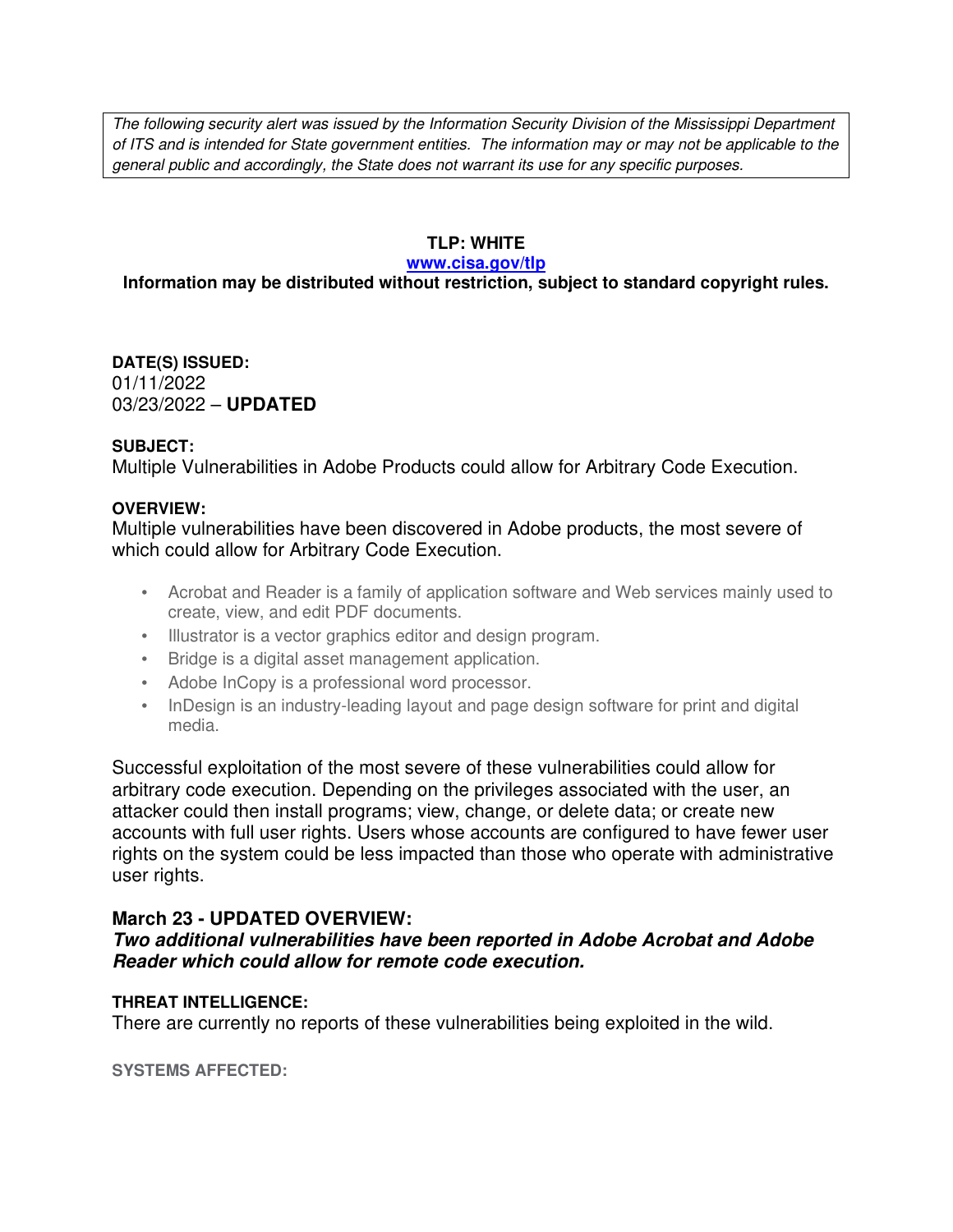*The following security alert was issued by the Information Security Division of the Mississippi Department of ITS and is intended for State government entities. The information may or may not be applicable to the general public and accordingly, the State does not warrant its use for any specific purposes.*

**TLP: WHITE**

**www.cisa.gov/tlp**

**Information may be distributed without restriction, subject to standard copyright rules.**

**DATE(S) ISSUED:**

01/11/2022

03/23/2022 – **UPDATED**

**SUBJECT:**

Multiple Vulnerabilities in Adobe Products could allow for Arbitrary Code Execution.

**OVERVIEW:**

Multiple vulnerabilities have been discovered in Adobe products, the most severe of which could allow for Arbitrary Code Execution.

- Acrobat and Reader is a family of application software and Web services mainly used to create, view, and edit PDF documents.
- Illustrator is a vector graphics editor and design program.
- Bridge is a digital asset management application.
- Adobe InCopy is a professional word processor.
- InDesign is an industry-leading layout and page design software for print and digital media.

Successful exploitation of the most severe of these vulnerabilities could allow for arbitrary code execution. Depending on the privileges associated with the user, an attacker could then install programs; view, change, or delete data; or create new accounts with full user rights. Users whose accounts are configured to have fewer user rights on the system could be less impacted than those who operate with administrative user rights.

**March 23 - UPDATED OVERVIEW:**

***Two additional vulnerabilities have been reported in Adobe Acrobat and Adobe Reader which could allow for remote code execution.***

**THREAT INTELLIGENCE:**

There are currently no reports of these vulnerabilities being exploited in the wild.

**SYSTEMS AFFECTED:**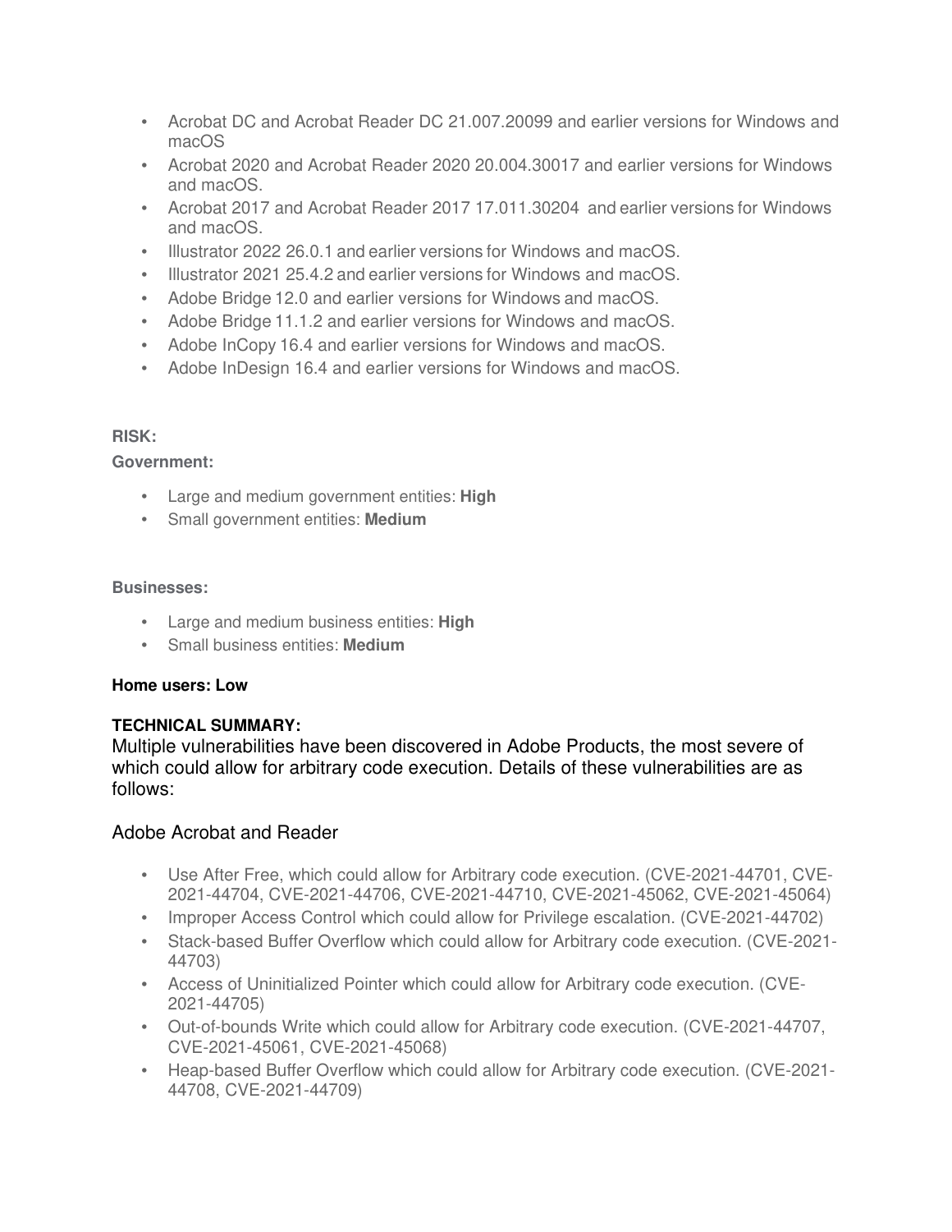- Acrobat DC and Acrobat Reader DC 21.007.20099 and earlier versions for Windows and macOS
- Acrobat 2020 and Acrobat Reader 2020 20.004.30017 and earlier versions for Windows and macOS.
- Acrobat 2017 and Acrobat Reader 2017 17.011.30204 and earlier versions for Windows and macOS.
- Illustrator 2022 26.0.1 and earlier versions for Windows and macOS.
- Illustrator 2021 25.4.2 and earlier versions for Windows and macOS.
- Adobe Bridge 12.0 and earlier versions for Windows and macOS.
- Adobe Bridge 11.1.2 and earlier versions for Windows and macOS.
- Adobe InCopy 16.4 and earlier versions for Windows and macOS.
- Adobe InDesign 16.4 and earlier versions for Windows and macOS.

**RISK:**

**Government:**

- Large and medium government entities: **High**
- Small government entities: **Medium**

**Businesses:**

- Large and medium business entities: **High**
- Small business entities: **Medium**

**Home users: Low**

**TECHNICAL SUMMARY:**

Multiple vulnerabilities have been discovered in Adobe Products, the most severe of which could allow for arbitrary code execution. Details of these vulnerabilities are as follows:

## Adobe Acrobat and Reader

- Use After Free, which could allow for Arbitrary code execution. (CVE-2021-44701, CVE-2021-44704, CVE-2021-44706, CVE-2021-44710, CVE-2021-45062, CVE-2021-45064)
- Improper Access Control which could allow for Privilege escalation. (CVE-2021-44702)
- Stack-based Buffer Overflow which could allow for Arbitrary code execution. (CVE-2021-44703)
- Access of Uninitialized Pointer which could allow for Arbitrary code execution. (CVE-2021-44705)
- Out-of-bounds Write which could allow for Arbitrary code execution. (CVE-2021-44707, CVE-2021-45061, CVE-2021-45068)
- Heap-based Buffer Overflow which could allow for Arbitrary code execution. (CVE-2021-44708, CVE-2021-44709)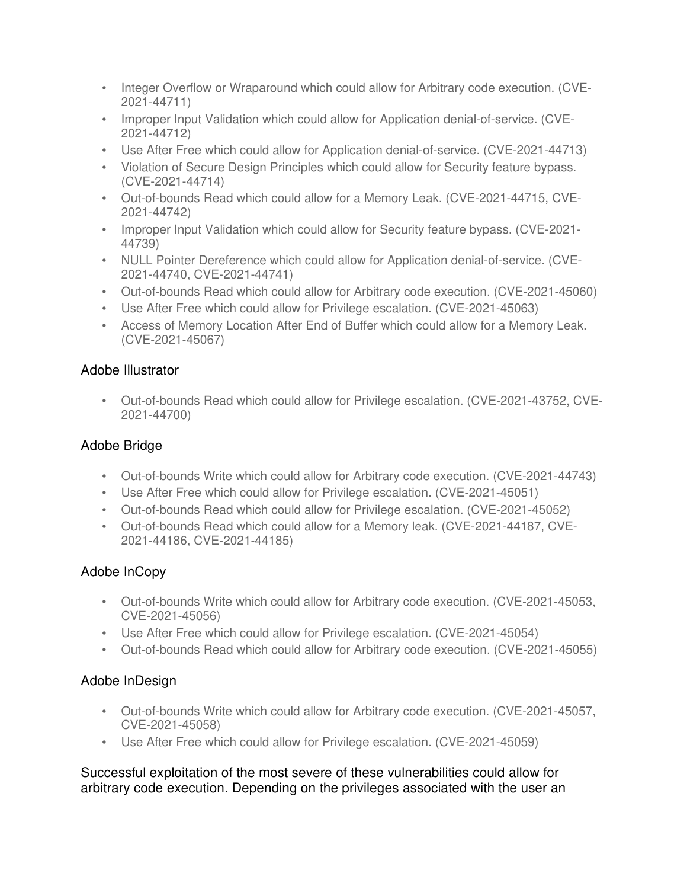- Integer Overflow or Wraparound which could allow for Arbitrary code execution. (CVE-2021-44711)
- Improper Input Validation which could allow for Application denial-of-service. (CVE-2021-44712)
- Use After Free which could allow for Application denial-of-service. (CVE-2021-44713)
- Violation of Secure Design Principles which could allow for Security feature bypass. (CVE-2021-44714)
- Out-of-bounds Read which could allow for a Memory Leak. (CVE-2021-44715, CVE-2021-44742)
- Improper Input Validation which could allow for Security feature bypass. (CVE-2021-44739)
- NULL Pointer Dereference which could allow for Application denial-of-service. (CVE-2021-44740, CVE-2021-44741)
- Out-of-bounds Read which could allow for Arbitrary code execution. (CVE-2021-45060)
- Use After Free which could allow for Privilege escalation. (CVE-2021-45063)
- Access of Memory Location After End of Buffer which could allow for a Memory Leak. (CVE-2021-45067)

### Adobe Illustrator

- Out-of-bounds Read which could allow for Privilege escalation. (CVE-2021-43752, CVE-2021-44700)

### Adobe Bridge

- Out-of-bounds Write which could allow for Arbitrary code execution. (CVE-2021-44743)
- Use After Free which could allow for Privilege escalation. (CVE-2021-45051)
- Out-of-bounds Read which could allow for Privilege escalation. (CVE-2021-45052)
- Out-of-bounds Read which could allow for a Memory leak. (CVE-2021-44187, CVE-2021-44186, CVE-2021-44185)

### Adobe InCopy

- Out-of-bounds Write which could allow for Arbitrary code execution. (CVE-2021-45053, CVE-2021-45056)
- Use After Free which could allow for Privilege escalation. (CVE-2021-45054)
- Out-of-bounds Read which could allow for Arbitrary code execution. (CVE-2021-45055)

### Adobe InDesign

- Out-of-bounds Write which could allow for Arbitrary code execution. (CVE-2021-45057, CVE-2021-45058)
- Use After Free which could allow for Privilege escalation. (CVE-2021-45059)

Successful exploitation of the most severe of these vulnerabilities could allow for arbitrary code execution. Depending on the privileges associated with the user an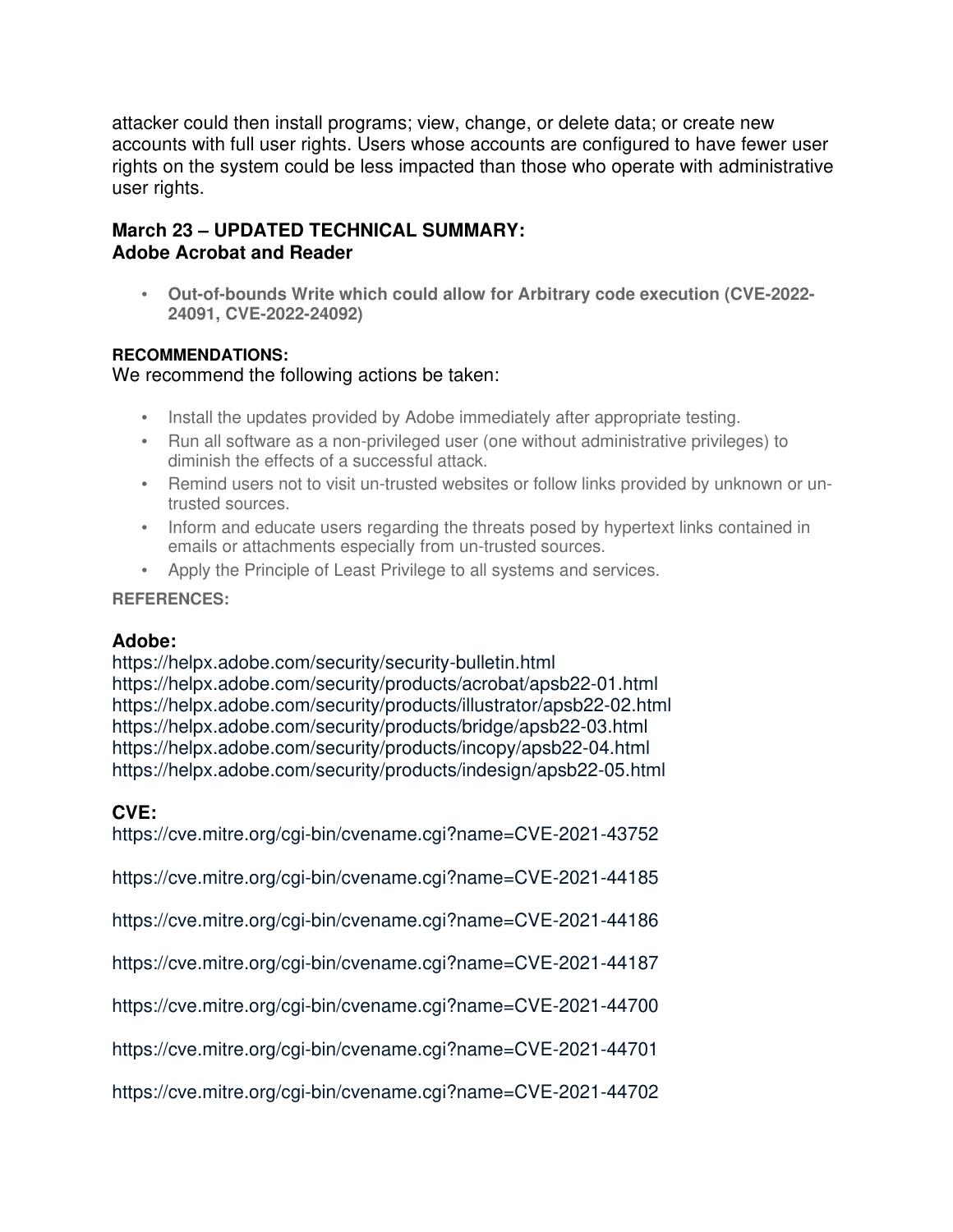attacker could then install programs; view, change, or delete data; or create new accounts with full user rights. Users whose accounts are configured to have fewer user rights on the system could be less impacted than those who operate with administrative user rights.

### March 23 – UPDATED TECHNICAL SUMMARY:
### Adobe Acrobat and Reader

- **Out-of-bounds Write which could allow for Arbitrary code execution (CVE-2022-24091, CVE-2022-24092)**

**RECOMMENDATIONS:**

We recommend the following actions be taken:

- Install the updates provided by Adobe immediately after appropriate testing.
- Run all software as a non-privileged user (one without administrative privileges) to diminish the effects of a successful attack.
- Remind users not to visit un-trusted websites or follow links provided by unknown or un-trusted sources.
- Inform and educate users regarding the threats posed by hypertext links contained in emails or attachments especially from un-trusted sources.
- Apply the Principle of Least Privilege to all systems and services.

**REFERENCES:**

### Adobe:

https://helpx.adobe.com/security/security-bulletin.html
https://helpx.adobe.com/security/products/acrobat/apsb22-01.html
https://helpx.adobe.com/security/products/illustrator/apsb22-02.html
https://helpx.adobe.com/security/products/bridge/apsb22-03.html
https://helpx.adobe.com/security/products/incopy/apsb22-04.html
https://helpx.adobe.com/security/products/indesign/apsb22-05.html

### CVE:

https://cve.mitre.org/cgi-bin/cvename.cgi?name=CVE-2021-43752

https://cve.mitre.org/cgi-bin/cvename.cgi?name=CVE-2021-44185

https://cve.mitre.org/cgi-bin/cvename.cgi?name=CVE-2021-44186

https://cve.mitre.org/cgi-bin/cvename.cgi?name=CVE-2021-44187

https://cve.mitre.org/cgi-bin/cvename.cgi?name=CVE-2021-44700

https://cve.mitre.org/cgi-bin/cvename.cgi?name=CVE-2021-44701

https://cve.mitre.org/cgi-bin/cvename.cgi?name=CVE-2021-44702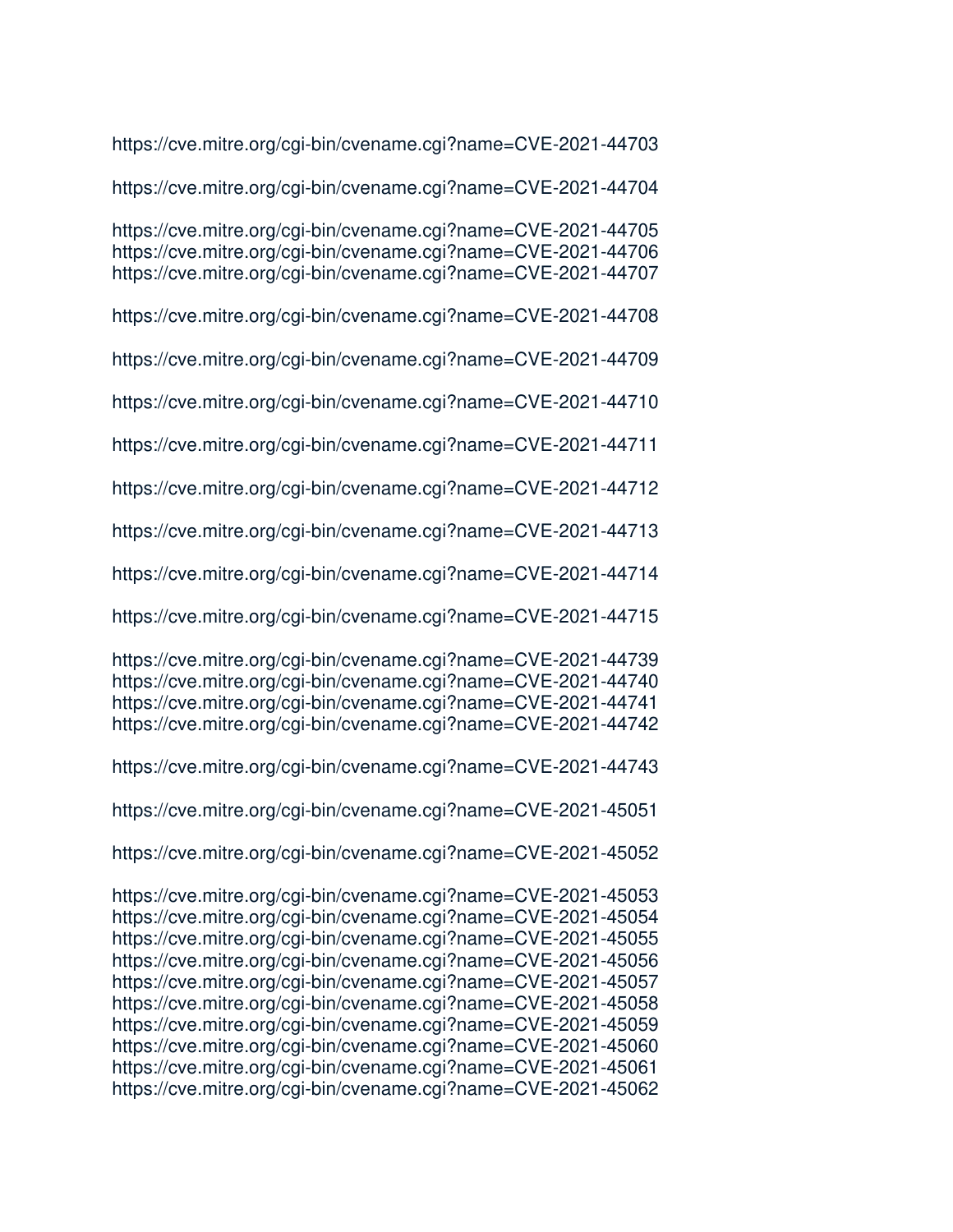https://cve.mitre.org/cgi-bin/cvename.cgi?name=CVE-2021-44703

https://cve.mitre.org/cgi-bin/cvename.cgi?name=CVE-2021-44704

https://cve.mitre.org/cgi-bin/cvename.cgi?name=CVE-2021-44705
https://cve.mitre.org/cgi-bin/cvename.cgi?name=CVE-2021-44706
https://cve.mitre.org/cgi-bin/cvename.cgi?name=CVE-2021-44707

https://cve.mitre.org/cgi-bin/cvename.cgi?name=CVE-2021-44708

https://cve.mitre.org/cgi-bin/cvename.cgi?name=CVE-2021-44709

https://cve.mitre.org/cgi-bin/cvename.cgi?name=CVE-2021-44710

https://cve.mitre.org/cgi-bin/cvename.cgi?name=CVE-2021-44711

https://cve.mitre.org/cgi-bin/cvename.cgi?name=CVE-2021-44712

https://cve.mitre.org/cgi-bin/cvename.cgi?name=CVE-2021-44713

https://cve.mitre.org/cgi-bin/cvename.cgi?name=CVE-2021-44714

https://cve.mitre.org/cgi-bin/cvename.cgi?name=CVE-2021-44715

https://cve.mitre.org/cgi-bin/cvename.cgi?name=CVE-2021-44739
https://cve.mitre.org/cgi-bin/cvename.cgi?name=CVE-2021-44740
https://cve.mitre.org/cgi-bin/cvename.cgi?name=CVE-2021-44741
https://cve.mitre.org/cgi-bin/cvename.cgi?name=CVE-2021-44742

https://cve.mitre.org/cgi-bin/cvename.cgi?name=CVE-2021-44743

https://cve.mitre.org/cgi-bin/cvename.cgi?name=CVE-2021-45051

https://cve.mitre.org/cgi-bin/cvename.cgi?name=CVE-2021-45052

https://cve.mitre.org/cgi-bin/cvename.cgi?name=CVE-2021-45053
https://cve.mitre.org/cgi-bin/cvename.cgi?name=CVE-2021-45054
https://cve.mitre.org/cgi-bin/cvename.cgi?name=CVE-2021-45055
https://cve.mitre.org/cgi-bin/cvename.cgi?name=CVE-2021-45056
https://cve.mitre.org/cgi-bin/cvename.cgi?name=CVE-2021-45057
https://cve.mitre.org/cgi-bin/cvename.cgi?name=CVE-2021-45058
https://cve.mitre.org/cgi-bin/cvename.cgi?name=CVE-2021-45059
https://cve.mitre.org/cgi-bin/cvename.cgi?name=CVE-2021-45060
https://cve.mitre.org/cgi-bin/cvename.cgi?name=CVE-2021-45061
https://cve.mitre.org/cgi-bin/cvename.cgi?name=CVE-2021-45062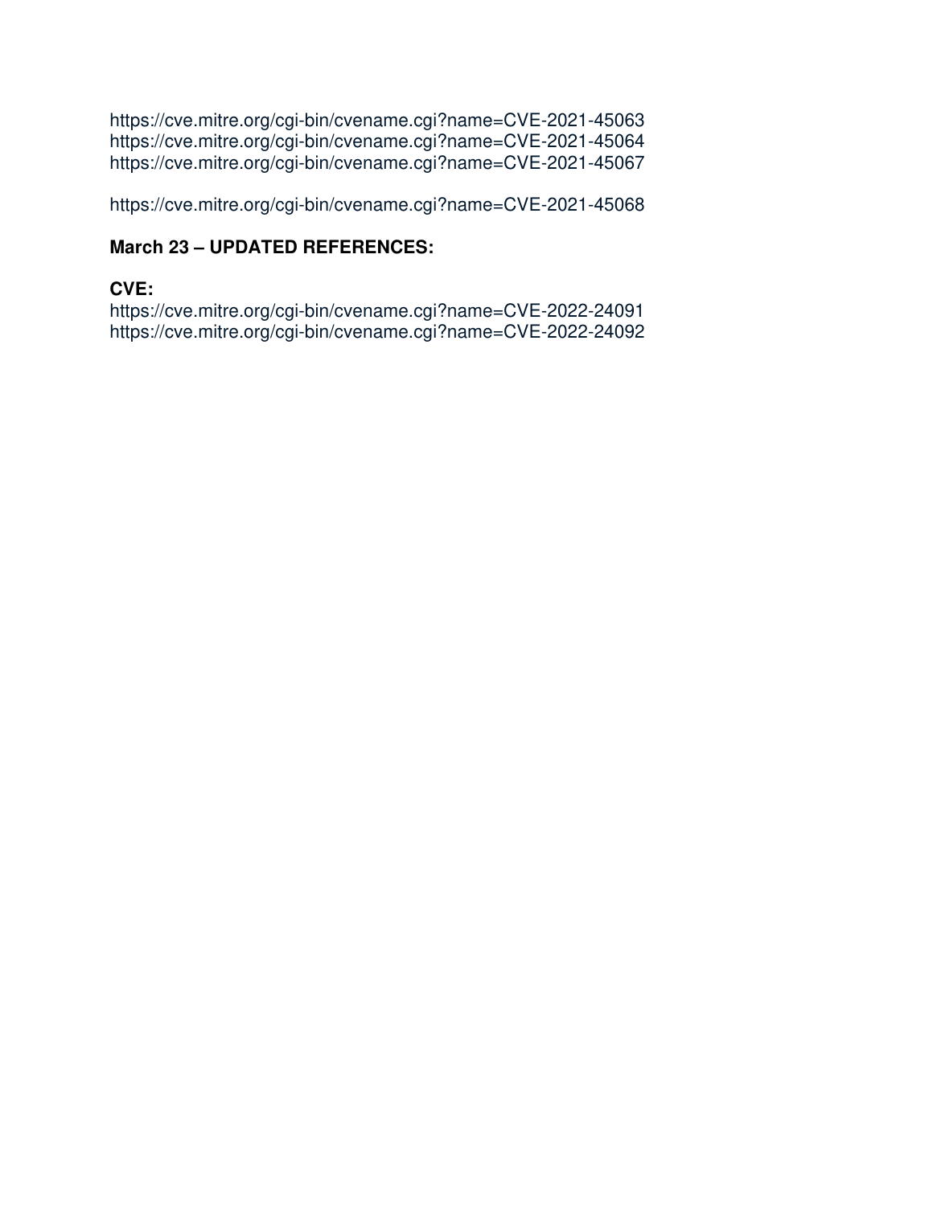https://cve.mitre.org/cgi-bin/cvename.cgi?name=CVE-2021-45063
https://cve.mitre.org/cgi-bin/cvename.cgi?name=CVE-2021-45064
https://cve.mitre.org/cgi-bin/cvename.cgi?name=CVE-2021-45067

https://cve.mitre.org/cgi-bin/cvename.cgi?name=CVE-2021-45068

**March 23 – UPDATED REFERENCES:**

**CVE:**
https://cve.mitre.org/cgi-bin/cvename.cgi?name=CVE-2022-24091
https://cve.mitre.org/cgi-bin/cvename.cgi?name=CVE-2022-24092